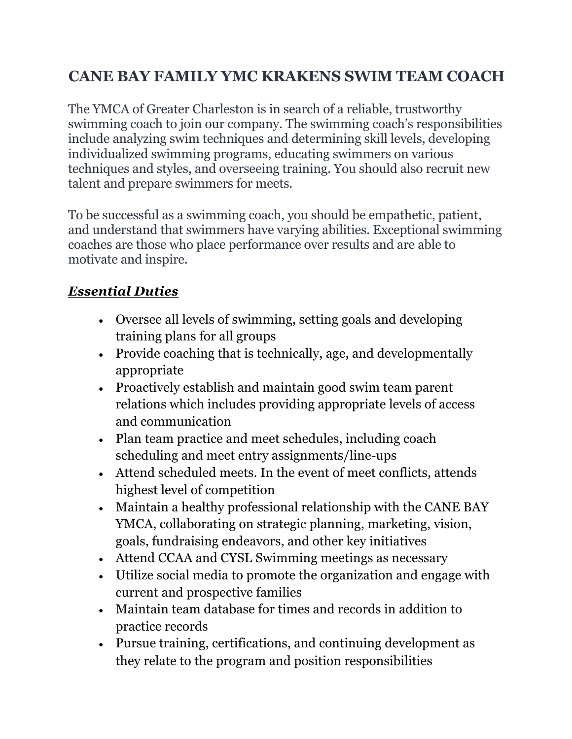# CANE BAY FAMILY YMC KRAKENS SWIM TEAM COACH

The YMCA of Greater Charleston is in search of a reliable, trustworthy swimming coach to join our company. The swimming coach's responsibilities include analyzing swim techniques and determining skill levels, developing individualized swimming programs, educating swimmers on various techniques and styles, and overseeing training. You should also recruit new talent and prepare swimmers for meets.

To be successful as a swimming coach, you should be empathetic, patient, and understand that swimmers have varying abilities. Exceptional swimming coaches are those who place performance over results and are able to motivate and inspire.

## ***Essential Duties***

- Oversee all levels of swimming, setting goals and developing training plans for all groups
- Provide coaching that is technically, age, and developmentally appropriate
- Proactively establish and maintain good swim team parent relations which includes providing appropriate levels of access and communication
- Plan team practice and meet schedules, including coach scheduling and meet entry assignments/line-ups
- Attend scheduled meets. In the event of meet conflicts, attends highest level of competition
- Maintain a healthy professional relationship with the CANE BAY YMCA, collaborating on strategic planning, marketing, vision, goals, fundraising endeavors, and other key initiatives
- Attend CCAA and CYSL Swimming meetings as necessary
- Utilize social media to promote the organization and engage with current and prospective families
- Maintain team database for times and records in addition to practice records
- Pursue training, certifications, and continuing development as they relate to the program and position responsibilities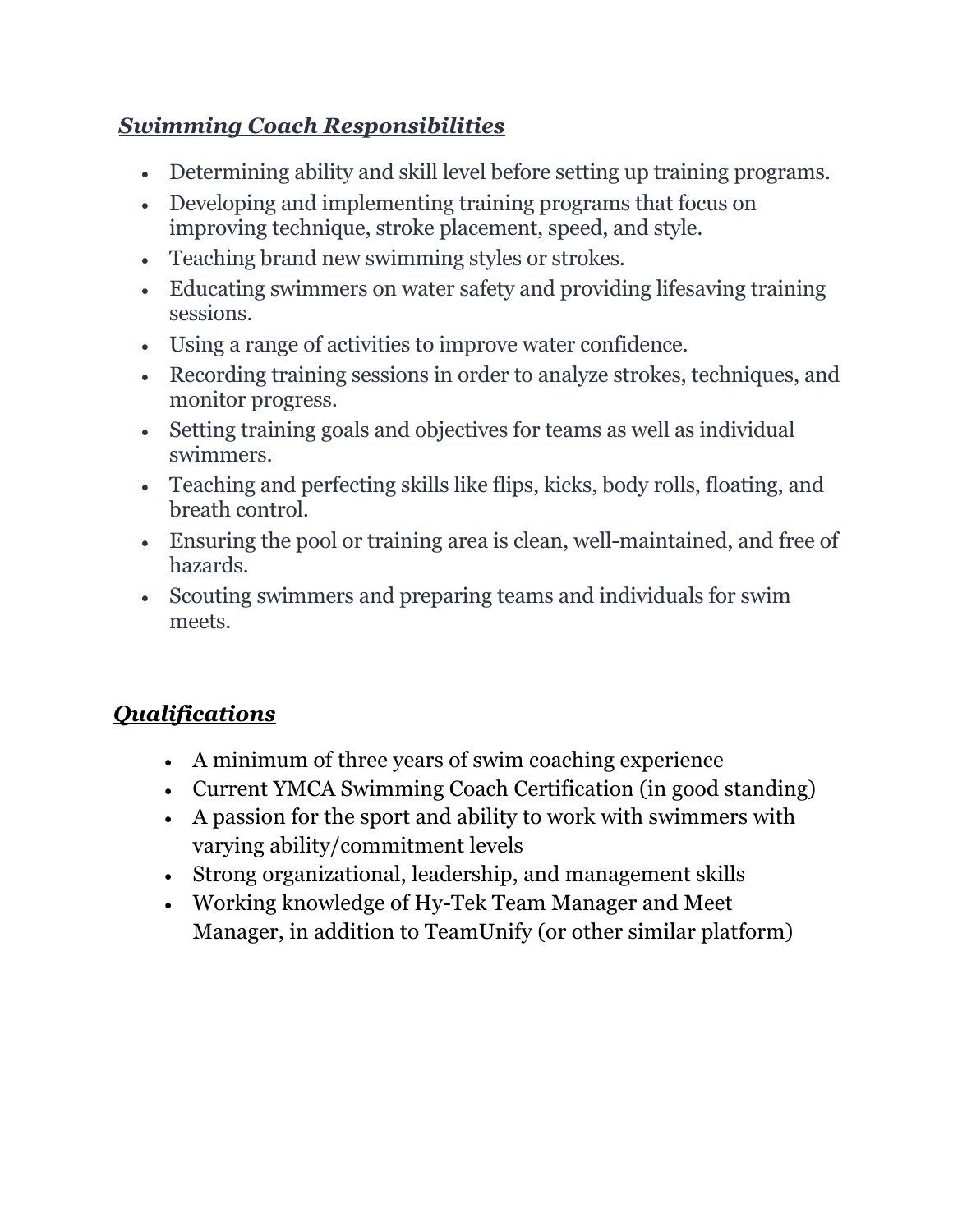## ***Swimming Coach Responsibilities***

- Determining ability and skill level before setting up training programs.
- Developing and implementing training programs that focus on improving technique, stroke placement, speed, and style.
- Teaching brand new swimming styles or strokes.
- Educating swimmers on water safety and providing lifesaving training sessions.
- Using a range of activities to improve water confidence.
- Recording training sessions in order to analyze strokes, techniques, and monitor progress.
- Setting training goals and objectives for teams as well as individual swimmers.
- Teaching and perfecting skills like flips, kicks, body rolls, floating, and breath control.
- Ensuring the pool or training area is clean, well-maintained, and free of hazards.
- Scouting swimmers and preparing teams and individuals for swim meets.

## ***Qualifications***

- A minimum of three years of swim coaching experience
- Current YMCA Swimming Coach Certification (in good standing)
- A passion for the sport and ability to work with swimmers with varying ability/commitment levels
- Strong organizational, leadership, and management skills
- Working knowledge of Hy-Tek Team Manager and Meet Manager, in addition to TeamUnify (or other similar platform)